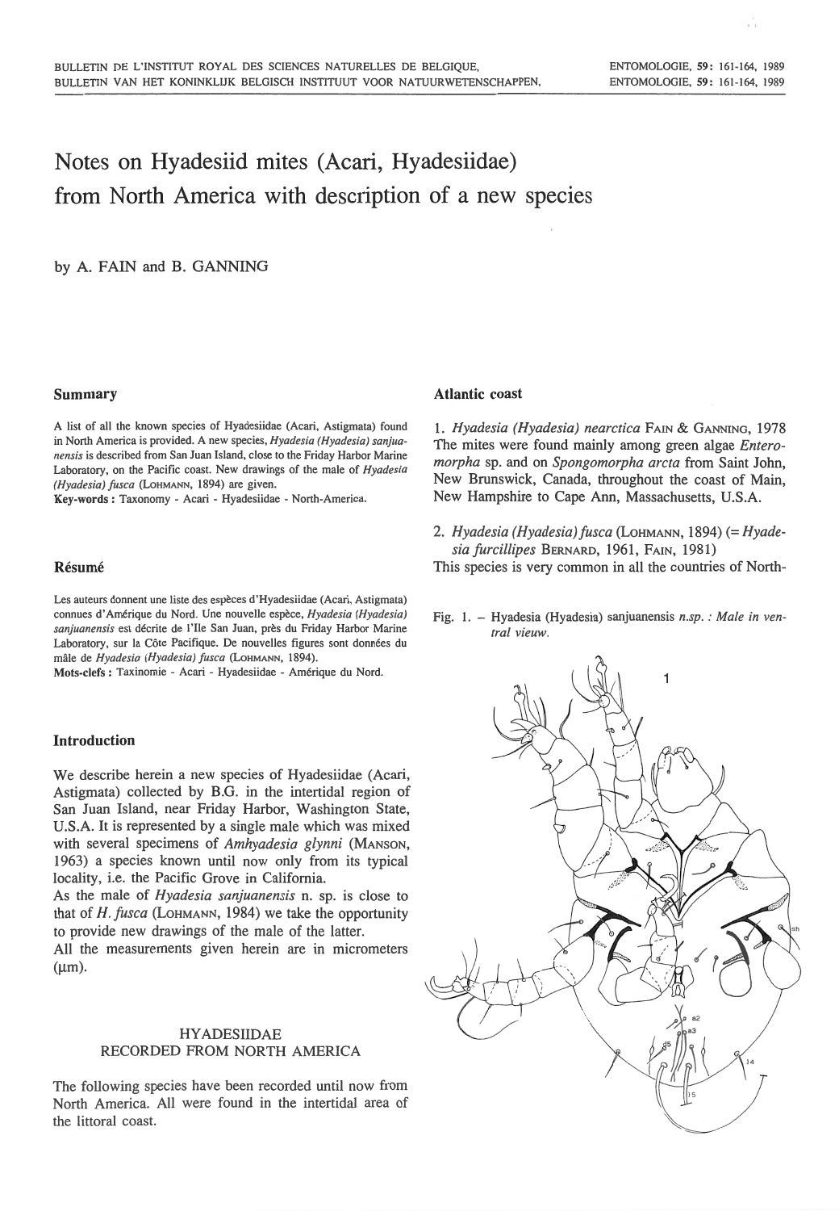# Notes on Hyadesiid mites (Acari, Hyadesiidae) from North America with description of a new species

by A. FAIN and B. GANNING

## Summary

A list of all the known species of Hyadesiidae (Acari, Astigmata) found in North America is provided. A new species, *Hyadesia (Hyadesia) sanjuanensis* is described from San Juan Island, close to the Friday Harbor Marine Laboratory, on the Pacific coast. New drawings of the male of *Hyadesia (Hyadesia) fusca* (LOHMANN, 1894) are given.

**Key-words :** Taxonomy - Acari - Hyadesiidae - North-America.

## Résumé

Les auteurs donnent une liste des espèces d'Hyadesiidae (Acari, Astigmata) connues d'Amérique du Nord. Une nouvelle espèce, *Hyadesia (Hyadesia) sanjuanensis* est décrite de l'Ile San Juan, près du Friday Harbor Marine Laboratory, sur la Côte Pacifique. De nouvelles figures sont données du mâle de *Hyadesia (Hyadesia) fusca* (LOHMANN, 1894).

**Mots-clefs :** Taxinomie - Acari - Hyadesiidae - Amérique du Nord.

## Introduction

We describe herein a new species of Hyadesiidae (Acari, Astigmata) collected by B.G. in the intertidal region of San Juan Island, near Friday Harbor, Washington State, U.S.A. It is represented by a single male which was mixed with several specimens of *Amhyadesia glynni* (MANSON, 1963) a species known until now only from its typical locality, i.e. the Pacific Grove in California.

As the male of *Hyadesia sanjuanensis* n. sp. is close to that of *H. fusca* (LOHMANN, 1984) we take the opportunity to provide new drawings of the male of the latter.

All the measurements given herein are in micrometers (μm).

## HYADESIIDAE RECORDED FROM NORTH AMERICA

The following species have been recorded until now from North America. All were found in the intertidal area of the littoral coast.

### Atlantic coast

1. *Hyadesia (Hyadesia) nearctica* FAIN & GANNING, 1978
The mites were found mainly among green algae *Enteromorpha* sp. and on *Spongomorpha arcta* from Saint John, New Brunswick, Canada, throughout the coast of Main, New Hampshire to Cape Ann, Massachusetts, U.S.A.

2. *Hyadesia (Hyadesia) fusca* (LOHMANN, 1894) (= *Hyadesia furcillipes* BERNARD, 1961, FAIN, 1981)
This species is very common in all the countries of North-

Fig. 1. – Hyadesia (Hyadesia) sanjuanensis *n.sp.* : *Male in ventral vieuw.*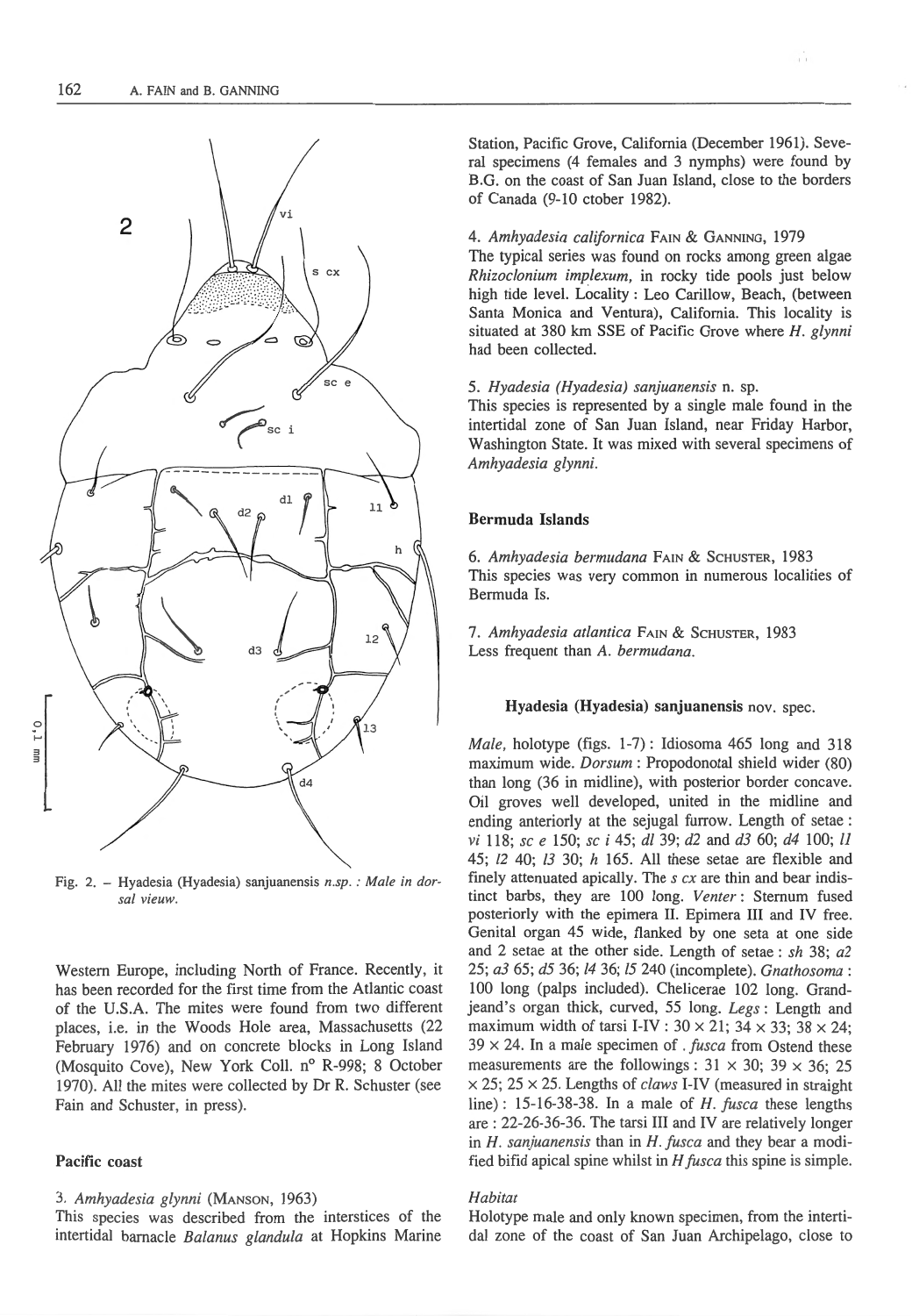Fig. 2. – Hyadesia (Hyadesia) sanjuanensis *n.sp.* : *Male in dorsal vieuw.*

Western Europe, including North of France. Recently, it has been recorded for the first time from the Atlantic coast of the U.S.A. The mites were found from two different places, i.e. in the Woods Hole area, Massachusetts (22 February 1976) and on concrete blocks in Long Island (Mosquito Cove), New York Coll. n° R-998; 8 October 1970). All the mites were collected by Dr R. Schuster (see Fain and Schuster, in press).

### Pacific coast

3. *Amhyadesia glynni* (MANSON, 1963)
This species was described from the interstices of the intertidal barnacle *Balanus glandula* at Hopkins Marine Station, Pacific Grove, California (December 1961). Several specimens (4 females and 3 nymphs) were found by B.G. on the coast of San Juan Island, close to the borders of Canada (9-10 ctober 1982).

4. *Amhyadesia californica* FAIN & GANNING, 1979
The typical series was found on rocks among green algae *Rhizoclonium implexum,* in rocky tide pools just below high tide level. Locality : Leo Carillow, Beach, (between Santa Monica and Ventura), California. This locality is situated at 380 km SSE of Pacific Grove where *H. glynni* had been collected.

5. *Hyadesia (Hyadesia) sanjuanensis* n. sp.
This species is represented by a single male found in the intertidal zone of San Juan Island, near Friday Harbor, Washington State. It was mixed with several specimens of *Amhyadesia glynni.*

### Bermuda Islands

6. *Amhyadesia bermudana* FAIN & SCHUSTER, 1983
This species was very common in numerous localities of Bermuda Is.

7. *Amhyadesia atlantica* FAIN & SCHUSTER, 1983
Less frequent than *A. bermudana.*

## Hyadesia (Hyadesia) sanjuanensis nov. spec.

*Male,* holotype (figs. 1-7) : Idiosoma 465 long and 318 maximum wide. *Dorsum* : Propodonotal shield wider (80) than long (36 in midline), with posterior border concave. Oil groves well developed, united in the midline and ending anteriorly at the sejugal furrow. Length of setae : *vi* 118; *sc e* 150; *sc i* 45; *d1* 39; *d2* and *d3* 60; *d4* 100; *l1* 45; *l2* 40; *l3* 30; *h* 165. All these setae are flexible and finely attenuated apically. The *s cx* are thin and bear indistinct barbs, they are 100 long. *Venter* : Sternum fused posteriorly with the epimera II. Epimera III and IV free. Genital organ 45 wide, flanked by one seta at one side and 2 setae at the other side. Length of setae : *sh* 38; *a2* 25; *a3* 65; *d5* 36; *l4* 36; *l5* 240 (incomplete). *Gnathosoma* : 100 long (palps included). Chelicerae 102 long. Grandjeand's organ thick, curved, 55 long. *Legs* : Length and maximum width of tarsi I-IV : 30 × 21; 34 × 33; 38 × 24; 39 × 24. In a male specimen of *. fusca* from Ostend these measurements are the followings : 31 × 30; 39 × 36; 25 × 25; 25 × 25. Lengths of *claws* I-IV (measured in straight line) : 15-16-38-38. In a male of *H. fusca* these lengths are : 22-26-36-36. The tarsi III and IV are relatively longer in *H. sanjuanensis* than in *H. fusca* and they bear a modified bifid apical spine whilst in *H fusca* this spine is simple.

### *Habitat*

Holotype male and only known specimen, from the intertidal zone of the coast of San Juan Archipelago, close to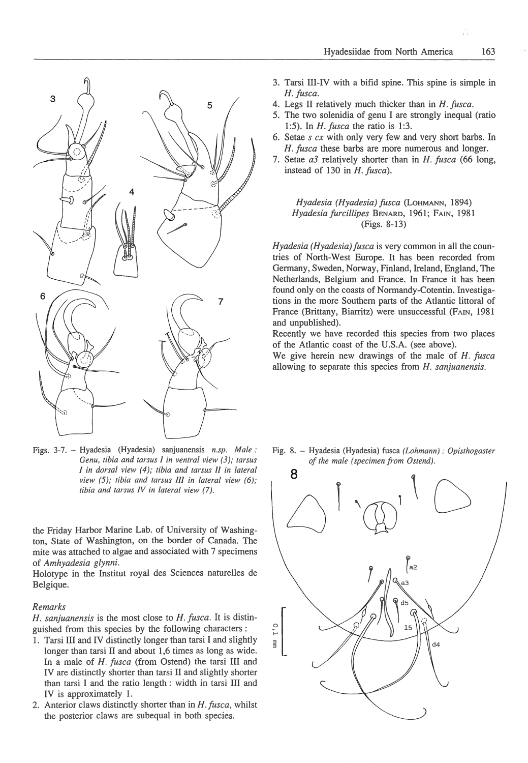Figs. 3-7. – Hyadesia (Hyadesia) sanjuanensis *n.sp. Male : Genu, tibia and tarsus I in ventral view (3); tarsus I in dorsal view (4); tibia and tarsus II in lateral view (5); tibia and tarsus III in lateral view (6); tibia and tarsus IV in lateral view (7).*

the Friday Harbor Marine Lab. of University of Washington, State of Washington, on the border of Canada. The mite was attached to algae and associated with 7 specimens of *Amhyadesia glynni*.

Holotype in the Institut royal des Sciences naturelles de Belgique.

*Remarks*

*H. sanjuanensis* is the most close to *H. fusca*. It is distinguished from this species by the following characters :

1. Tarsi III and IV distinctly longer than tarsi I and slightly longer than tarsi II and about 1,6 times as long as wide. In a male of *H. fusca* (from Ostend) the tarsi III and IV are distinctly shorter than tarsi II and slightly shorter than tarsi I and the ratio length : width in tarsi III and IV is approximately 1.
2. Anterior claws distinctly shorter than in *H. fusca*, whilst the posterior claws are subequal in both species.
3. Tarsi III-IV with a bifid spine. This spine is simple in *H. fusca*.
4. Legs II relatively much thicker than in *H. fusca*.
5. The two solenidia of genu I are strongly inequal (ratio 1:5). In *H. fusca* the ratio is 1:3.
6. Setae *s cx* with only very few and very short barbs. In *H. fusca* these barbs are more numerous and longer.
7. Setae *a3* relatively shorter than in *H. fusca* (66 long, instead of 130 in *H. fusca*).

### *Hyadesia (Hyadesia) fusca* (Lohmann, 1894)
### *Hyadesia furcillipes* Benard, 1961; Fain, 1981
(Figs. 8-13)

*Hyadesia (Hyadesia) fusca* is very common in all the countries of North-West Europe. It has been recorded from Germany, Sweden, Norway, Finland, Ireland, England, The Netherlands, Belgium and France. In France it has been found only on the coasts of Normandy-Cotentin. Investigations in the more Southern parts of the Atlantic littoral of France (Brittany, Biarritz) were unsuccessful (Fain, 1981 and unpublished).

Recently we have recorded this species from two places of the Atlantic coast of the U.S.A. (see above).

We give herein new drawings of the male of *H. fusca* allowing to separate this species from *H. sanjuanensis*.

Fig. 8. – Hyadesia (Hyadesia) fusca *(Lohmann) : Opisthogaster of the male (specimen from Ostend).*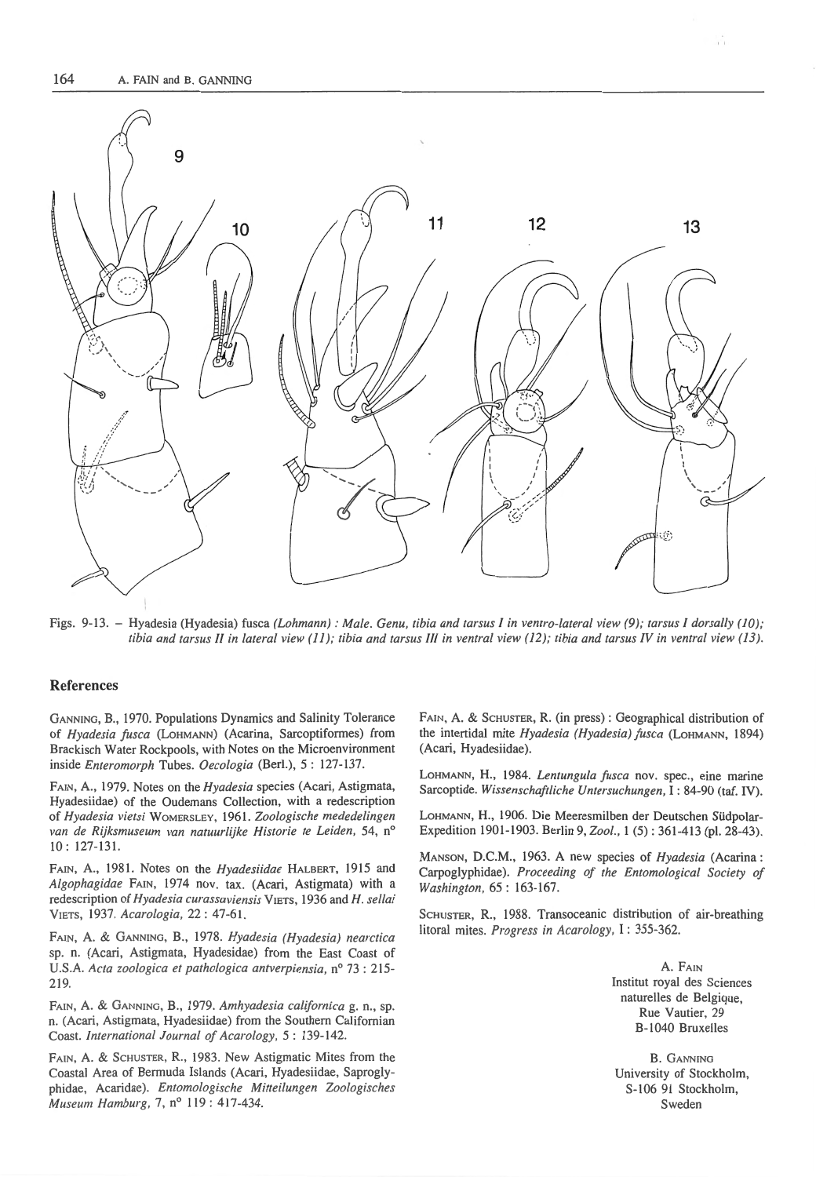Figs. 9-13. – Hyadesia (Hyadesia) fusca *(Lohmann) : Male. Genu, tibia and tarsus I in ventro-lateral view (9); tarsus I dorsally (10); tibia and tarsus II in lateral view (11); tibia and tarsus III in ventral view (12); tibia and tarsus IV in ventral view (13).*

## References

GANNING, B., 1970. Populations Dynamics and Salinity Tolerance of *Hyadesia fusca* (LOHMANN) (Acarina, Sarcoptiformes) from Brackisch Water Rockpools, with Notes on the Microenvironment inside *Enteromorph* Tubes. *Oecologia* (Berl.), 5 : 127-137.

FAIN, A., 1979. Notes on the *Hyadesia* species (Acari, Astigmata, Hyadesiidae) of the Oudemans Collection, with a redescription of *Hyadesia vietsi* WOMERSLEY, 1961. *Zoologische mededelingen van de Rijksmuseum van natuurlijke Historie te Leiden*, 54, n° 10 : 127-131.

FAIN, A., 1981. Notes on the *Hyadesiidae* HALBERT, 1915 and *Algophagidae* FAIN, 1974 nov. tax. (Acari, Astigmata) with a redescription of *Hyadesia curassaviensis* VIETS, 1936 and *H. sellai* VIETS, 1937. *Acarologia*, 22 : 47-61.

FAIN, A. & GANNING, B., 1978. *Hyadesia (Hyadesia) nearctica* sp. n. (Acari, Astigmata, Hyadesidae) from the East Coast of U.S.A. *Acta zoologica et pathologica antverpiensia*, n° 73 : 215-219.

FAIN, A. & GANNING, B., 1979. *Amhyadesia californica* g. n., sp. n. (Acari, Astigmata, Hyadesiidae) from the Southern Californian Coast. *International Journal of Acarology*, 5 : 139-142.

FAIN, A. & SCHUSTER, R., 1983. New Astigmatic Mites from the Coastal Area of Bermuda Islands (Acari, Hyadesiidae, Saproglyphidae, Acaridae). *Entomologische Mitteilungen Zoologisches Museum Hamburg*, 7, n° 119 : 417-434.

FAIN, A. & SCHUSTER, R. (in press) : Geographical distribution of the intertidal mite *Hyadesia (Hyadesia) fusca* (LOHMANN, 1894) (Acari, Hyadesiidae).

LOHMANN, H., 1984. *Lentungula fusca* nov. spec., eine marine Sarcoptide. *Wissenschaftliche Untersuchungen*, I : 84-90 (taf. IV).

LOHMANN, H., 1906. Die Meeresmilben der Deutschen Südpolar-Expedition 1901-1903. Berlin 9, *Zool.*, 1 (5) : 361-413 (pl. 28-43).

MANSON, D.C.M., 1963. A new species of *Hyadesia* (Acarina : Carpoglyphidae). *Proceeding of the Entomological Society of Washington*, 65 : 163-167.

SCHUSTER, R., 1988. Transoceanic distribution of air-breathing litoral mites. *Progress in Acarology*, I : 355-362.

A. FAIN
Institut royal des Sciences
naturelles de Belgique,
Rue Vautier, 29
B-1040 Bruxelles

B. GANNING
University of Stockholm,
S-106 91 Stockholm,
Sweden